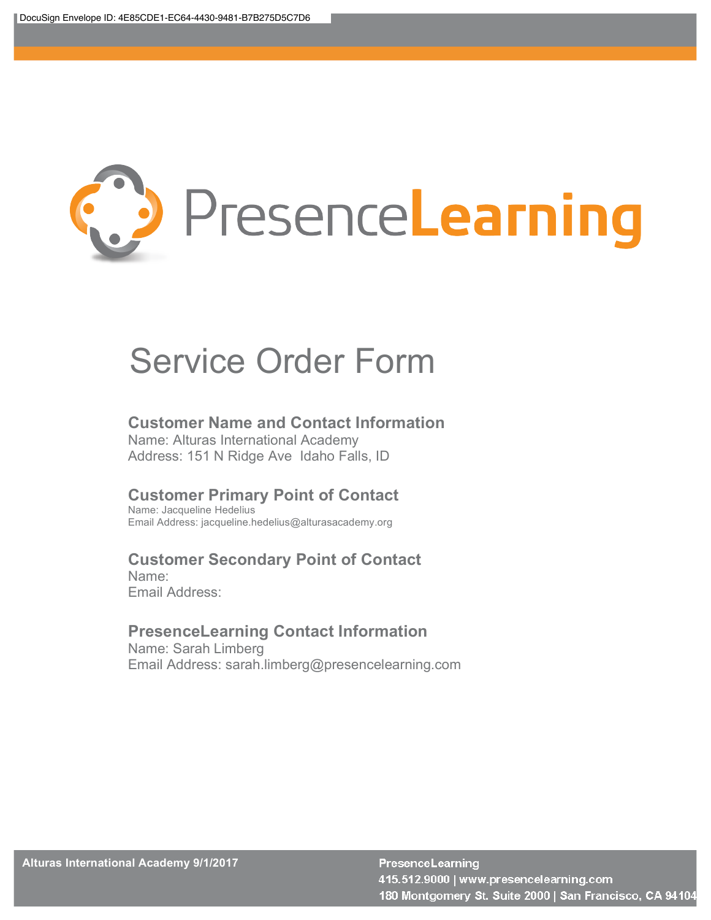DocuSign Envelope ID: 4E85CDE1-EC64-4430-9481-B7B275D5C7D6

PresenceLearning

# Service Order Form

## Customer Name and Contact Information

Name: Alturas International Academy
Address: 151 N Ridge Ave Idaho Falls, ID

## Customer Primary Point of Contact

Name: Jacqueline Hedelius
Email Address: jacqueline.hedelius@alturasacademy.org

## Customer Secondary Point of Contact

Name:
Email Address:

## PresenceLearning Contact Information

Name: Sarah Limberg
Email Address: sarah.limberg@presencelearning.com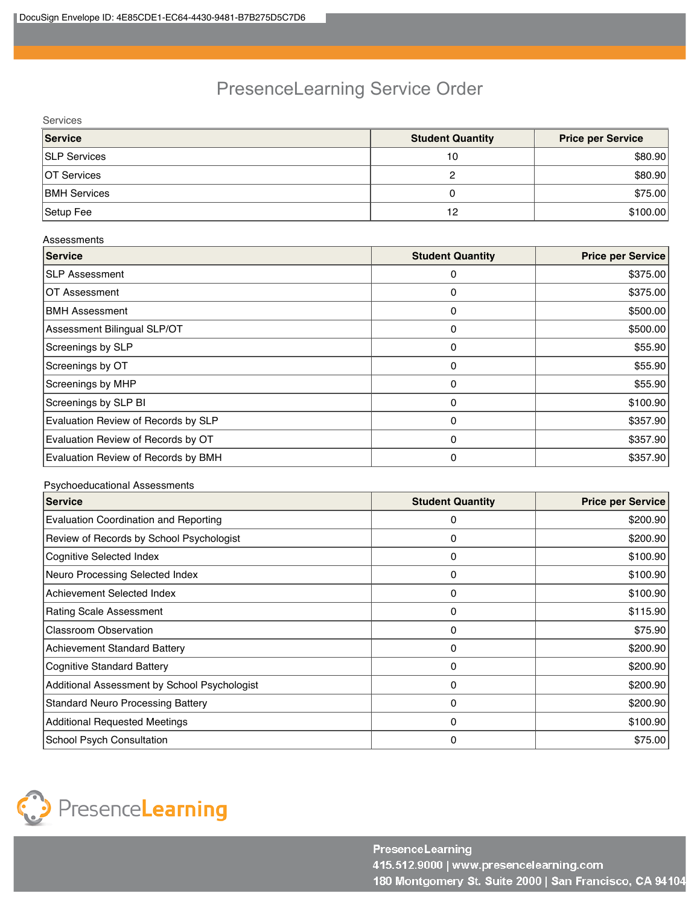# PresenceLearning Service Order

Services

| Service | Student Quantity | Price per Service |
|---|---|---|
| SLP Services | 10 | $80.90 |
| OT Services | 2 | $80.90 |
| BMH Services | 0 | $75.00 |
| Setup Fee | 12 | $100.00 |

Assessments

| Service | Student Quantity | Price per Service |
|---|---|---|
| SLP Assessment | 0 | $375.00 |
| OT Assessment | 0 | $375.00 |
| BMH Assessment | 0 | $500.00 |
| Assessment Bilingual SLP/OT | 0 | $500.00 |
| Screenings by SLP | 0 | $55.90 |
| Screenings by OT | 0 | $55.90 |
| Screenings by MHP | 0 | $55.90 |
| Screenings by SLP BI | 0 | $100.90 |
| Evaluation Review of Records by SLP | 0 | $357.90 |
| Evaluation Review of Records by OT | 0 | $357.90 |
| Evaluation Review of Records by BMH | 0 | $357.90 |

Psychoeducational Assessments

| Service | Student Quantity | Price per Service |
|---|---|---|
| Evaluation Coordination and Reporting | 0 | $200.90 |
| Review of Records by School Psychologist | 0 | $200.90 |
| Cognitive Selected Index | 0 | $100.90 |
| Neuro Processing Selected Index | 0 | $100.90 |
| Achievement Selected Index | 0 | $100.90 |
| Rating Scale Assessment | 0 | $115.90 |
| Classroom Observation | 0 | $75.90 |
| Achievement Standard Battery | 0 | $200.90 |
| Cognitive Standard Battery | 0 | $200.90 |
| Additional Assessment by School Psychologist | 0 | $200.90 |
| Standard Neuro Processing Battery | 0 | $200.90 |
| Additional Requested Meetings | 0 | $100.90 |
| School Psych Consultation | 0 | $75.00 |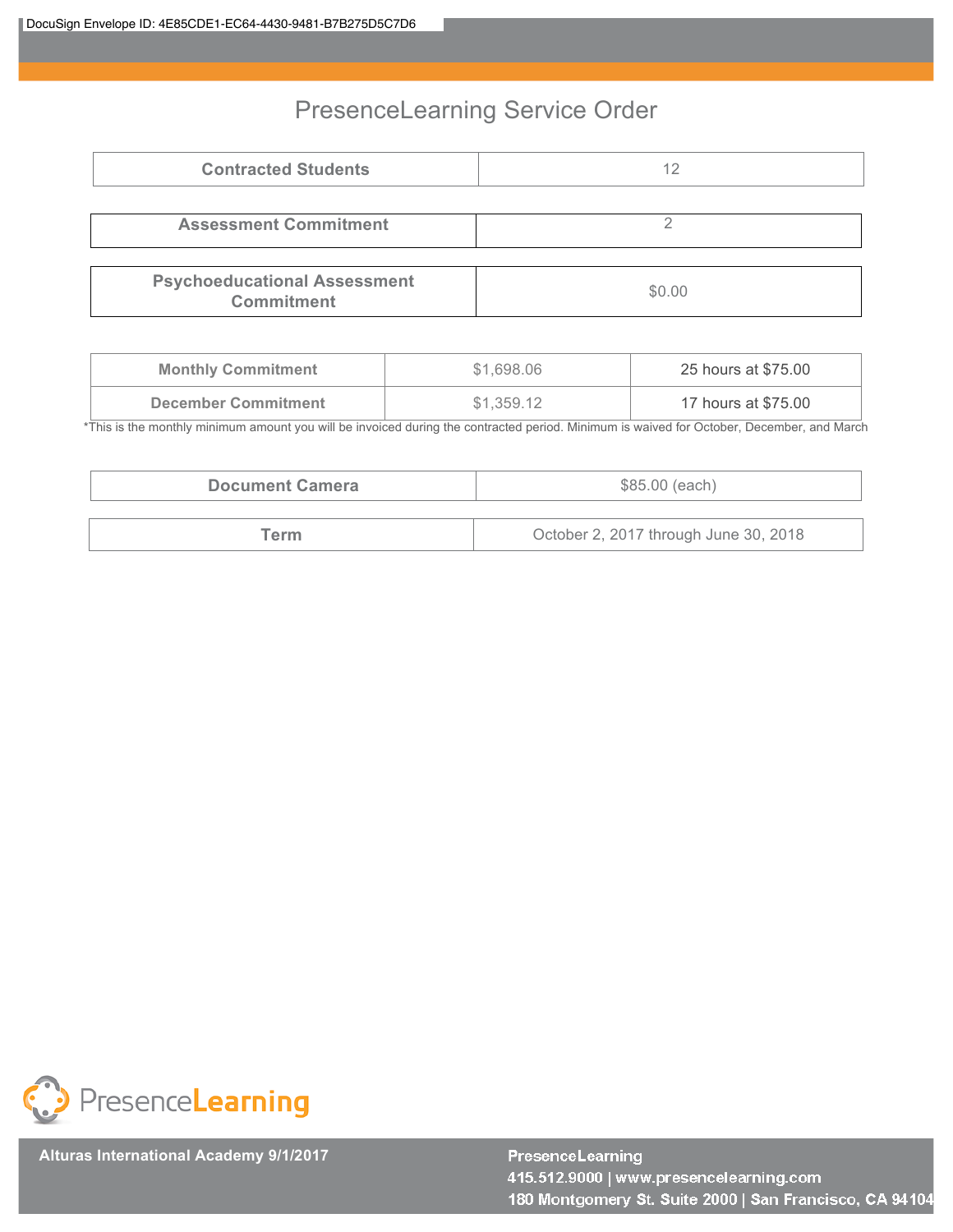# PresenceLearning Service Order

| | |
|---|---|
| **Contracted Students** | 12 |

| | |
|---|---|
| **Assessment Commitment** | 2 |

| | |
|---|---|
| **Psychoeducational Assessment Commitment** | $0.00 |

| | | |
|---|---|---|
| **Monthly Commitment** | $1,698.06 | 25 hours at $75.00 |
| **December Commitment** | $1,359.12 | 17 hours at $75.00 |

*This is the monthly minimum amount you will be invoiced during the contracted period. Minimum is waived for October, December, and March

| | |
|---|---|
| **Document Camera** | $85.00 (each) |

| | |
|---|---|
| **Term** | October 2, 2017 through June 30, 2018 |

PresenceLearning

Alturas International Academy 9/1/2017

PresenceLearning
415.512.9000 | www.presencelearning.com
180 Montgomery St. Suite 2000 | San Francisco, CA 94104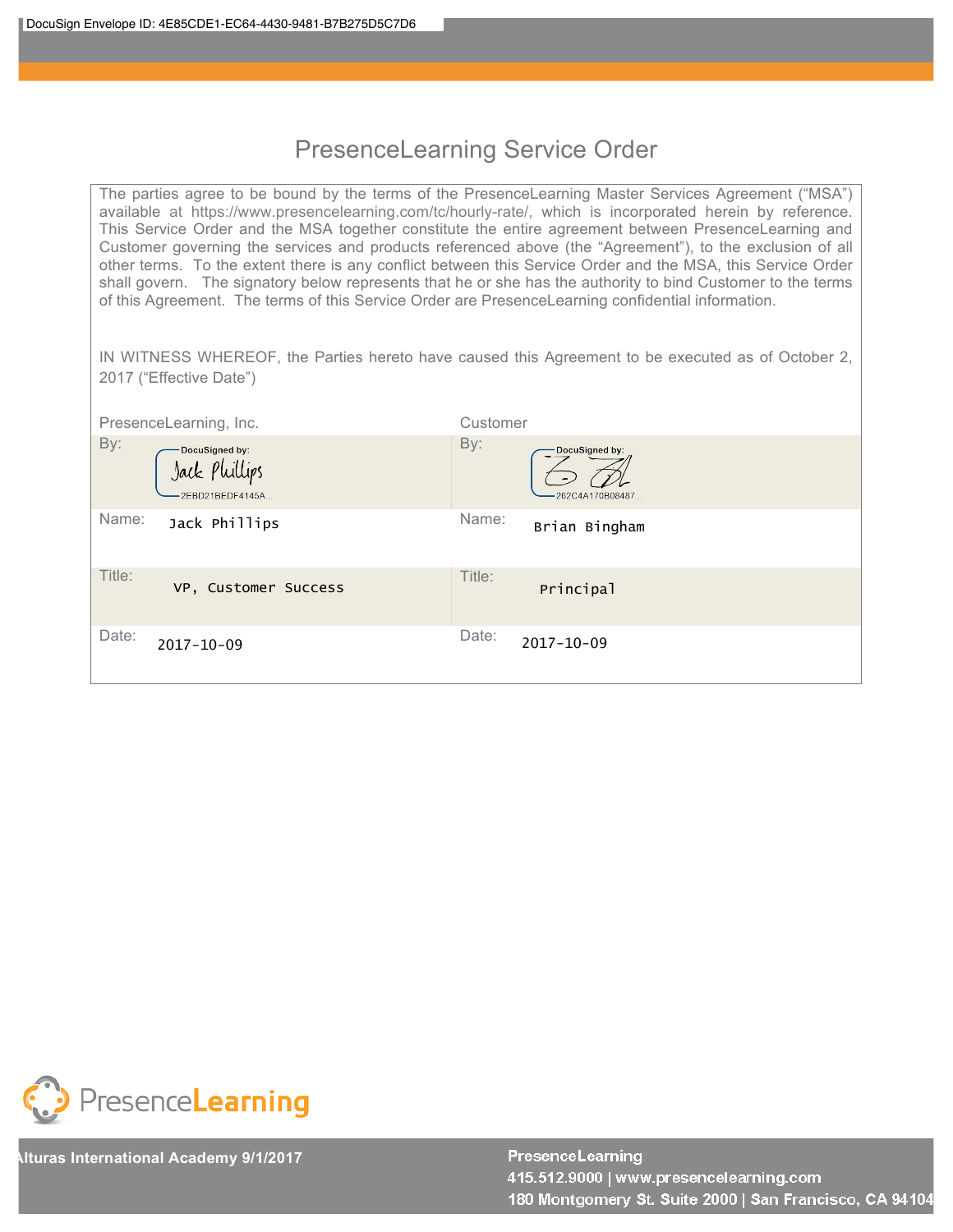# PresenceLearning Service Order

The parties agree to be bound by the terms of the PresenceLearning Master Services Agreement ("MSA") available at https://www.presencelearning.com/tc/hourly-rate/, which is incorporated herein by reference. This Service Order and the MSA together constitute the entire agreement between PresenceLearning and Customer governing the services and products referenced above (the "Agreement"), to the exclusion of all other terms. To the extent there is any conflict between this Service Order and the MSA, this Service Order shall govern. The signatory below represents that he or she has the authority to bind Customer to the terms of this Agreement. The terms of this Service Order are PresenceLearning confidential information.

IN WITNESS WHEREOF, the Parties hereto have caused this Agreement to be executed as of October 2, 2017 ("Effective Date")

| PresenceLearning, Inc. | Customer |
|---|---|
| By: DocuSigned by: Jack Phillips 2EBD21BEDF4145A... | By: DocuSigned by: 262C4A170B08487... |
| Name: Jack Phillips | Name: Brian Bingham |
| Title: VP, Customer Success | Title: Principal |
| Date: 2017-10-09 | Date: 2017-10-09 |

PresenceLearning

Alturas International Academy 9/1/2017

PresenceLearning
415.512.9000 | www.presencelearning.com
180 Montgomery St. Suite 2000 | San Francisco, CA 94104